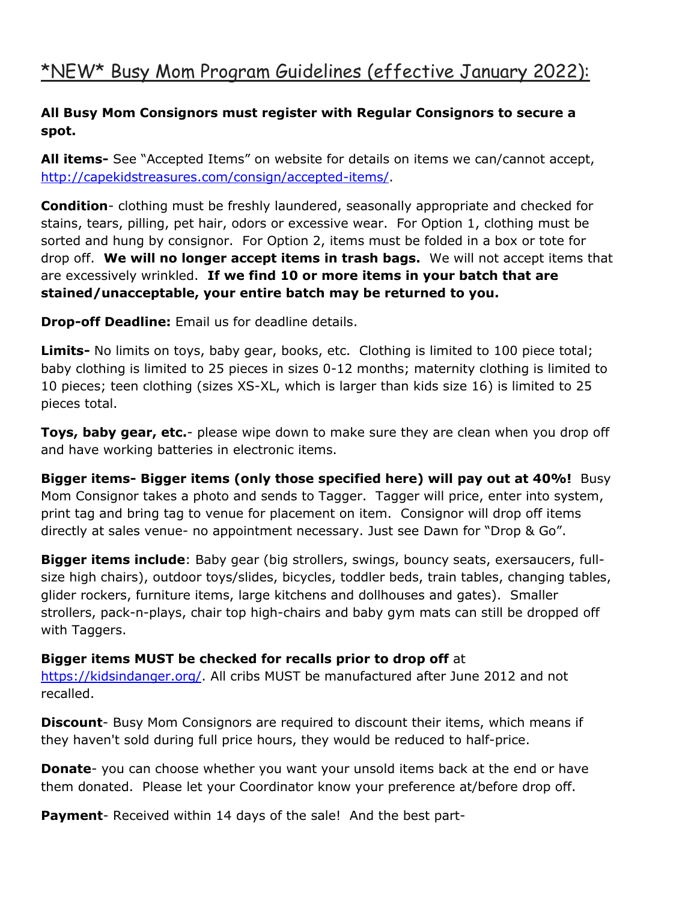# *NEW* Busy Mom Program Guidelines (effective January 2022):

**All Busy Mom Consignors must register with Regular Consignors to secure a spot.**

**All items-** See "Accepted Items" on website for details on items we can/cannot accept, http://capekidstreasures.com/consign/accepted-items/.

**Condition**- clothing must be freshly laundered, seasonally appropriate and checked for stains, tears, pilling, pet hair, odors or excessive wear. For Option 1, clothing must be sorted and hung by consignor. For Option 2, items must be folded in a box or tote for drop off. **We will no longer accept items in trash bags.** We will not accept items that are excessively wrinkled. **If we find 10 or more items in your batch that are stained/unacceptable, your entire batch may be returned to you.**

**Drop-off Deadline:** Email us for deadline details.

**Limits-** No limits on toys, baby gear, books, etc. Clothing is limited to 100 piece total; baby clothing is limited to 25 pieces in sizes 0-12 months; maternity clothing is limited to 10 pieces; teen clothing (sizes XS-XL, which is larger than kids size 16) is limited to 25 pieces total.

**Toys, baby gear, etc.**- please wipe down to make sure they are clean when you drop off and have working batteries in electronic items.

**Bigger items- Bigger items (only those specified here) will pay out at 40%!** Busy Mom Consignor takes a photo and sends to Tagger. Tagger will price, enter into system, print tag and bring tag to venue for placement on item. Consignor will drop off items directly at sales venue- no appointment necessary. Just see Dawn for "Drop & Go".

**Bigger items include**: Baby gear (big strollers, swings, bouncy seats, exersaucers, full-size high chairs), outdoor toys/slides, bicycles, toddler beds, train tables, changing tables, glider rockers, furniture items, large kitchens and dollhouses and gates). Smaller strollers, pack-n-plays, chair top high-chairs and baby gym mats can still be dropped off with Taggers.

**Bigger items MUST be checked for recalls prior to drop off** at https://kidsindanger.org/. All cribs MUST be manufactured after June 2012 and not recalled.

**Discount**- Busy Mom Consignors are required to discount their items, which means if they haven't sold during full price hours, they would be reduced to half-price.

**Donate**- you can choose whether you want your unsold items back at the end or have them donated. Please let your Coordinator know your preference at/before drop off.

**Payment**- Received within 14 days of the sale! And the best part-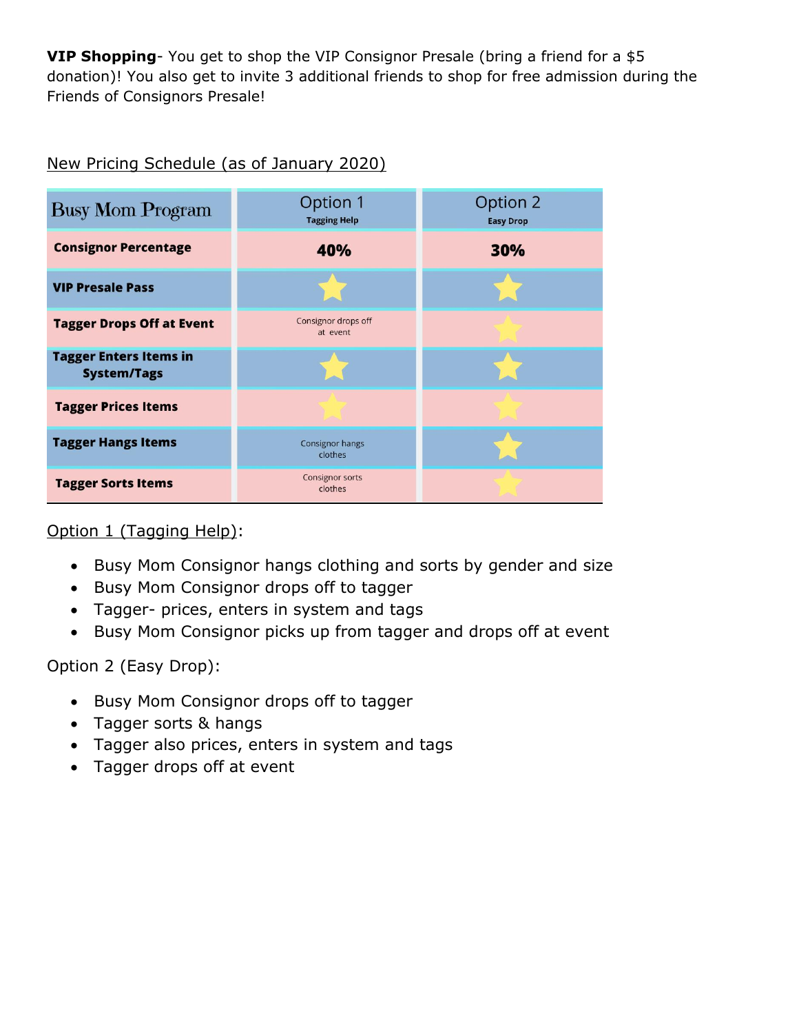**VIP Shopping**- You get to shop the VIP Consignor Presale (bring a friend for a $5 donation)! You also get to invite 3 additional friends to shop for free admission during the Friends of Consignors Presale!

New Pricing Schedule (as of January 2020)

| Busy Mom Program | Option 1 Tagging Help | Option 2 Easy Drop |
|---|---|---|
| **Consignor Percentage** | **40%** | **30%** |
| **VIP Presale Pass** | ★ | ★ |
| **Tagger Drops Off at Event** | Consignor drops off at event | ★ |
| **Tagger Enters Items in System/Tags** | ★ | ★ |
| **Tagger Prices Items** | ★ | ★ |
| **Tagger Hangs Items** | Consignor hangs clothes | ★ |
| **Tagger Sorts Items** | Consignor sorts clothes | ★ |

Option 1 (Tagging Help):

- Busy Mom Consignor hangs clothing and sorts by gender and size
- Busy Mom Consignor drops off to tagger
- Tagger- prices, enters in system and tags
- Busy Mom Consignor picks up from tagger and drops off at event

Option 2 (Easy Drop):

- Busy Mom Consignor drops off to tagger
- Tagger sorts & hangs
- Tagger also prices, enters in system and tags
- Tagger drops off at event